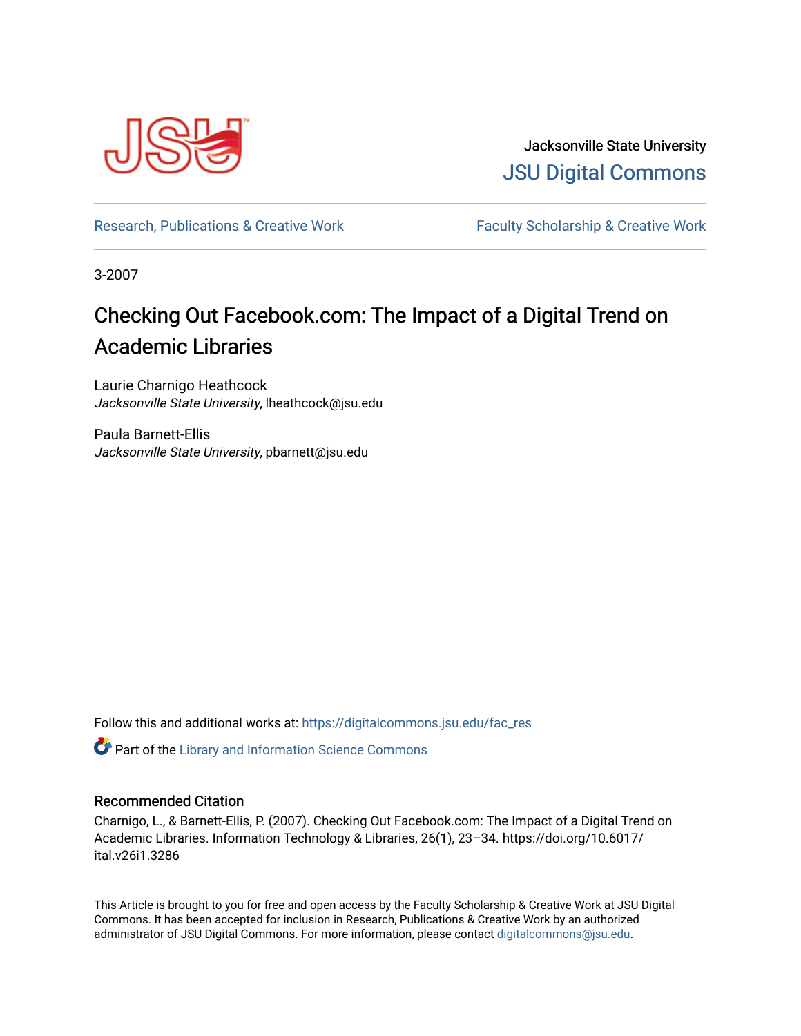Jacksonville State University

JSU Digital Commons

Research, Publications & Creative Work

Faculty Scholarship & Creative Work

3-2007

# Checking Out Facebook.com: The Impact of a Digital Trend on Academic Libraries

Laurie Charnigo Heathcock
*Jacksonville State University*, lheathcock@jsu.edu

Paula Barnett-Ellis
*Jacksonville State University*, pbarnett@jsu.edu

Follow this and additional works at: https://digitalcommons.jsu.edu/fac_res

Part of the Library and Information Science Commons

## Recommended Citation

Charnigo, L., & Barnett-Ellis, P. (2007). Checking Out Facebook.com: The Impact of a Digital Trend on Academic Libraries. Information Technology & Libraries, 26(1), 23–34. https://doi.org/10.6017/ital.v26i1.3286

This Article is brought to you for free and open access by the Faculty Scholarship & Creative Work at JSU Digital Commons. It has been accepted for inclusion in Research, Publications & Creative Work by an authorized administrator of JSU Digital Commons. For more information, please contact digitalcommons@jsu.edu.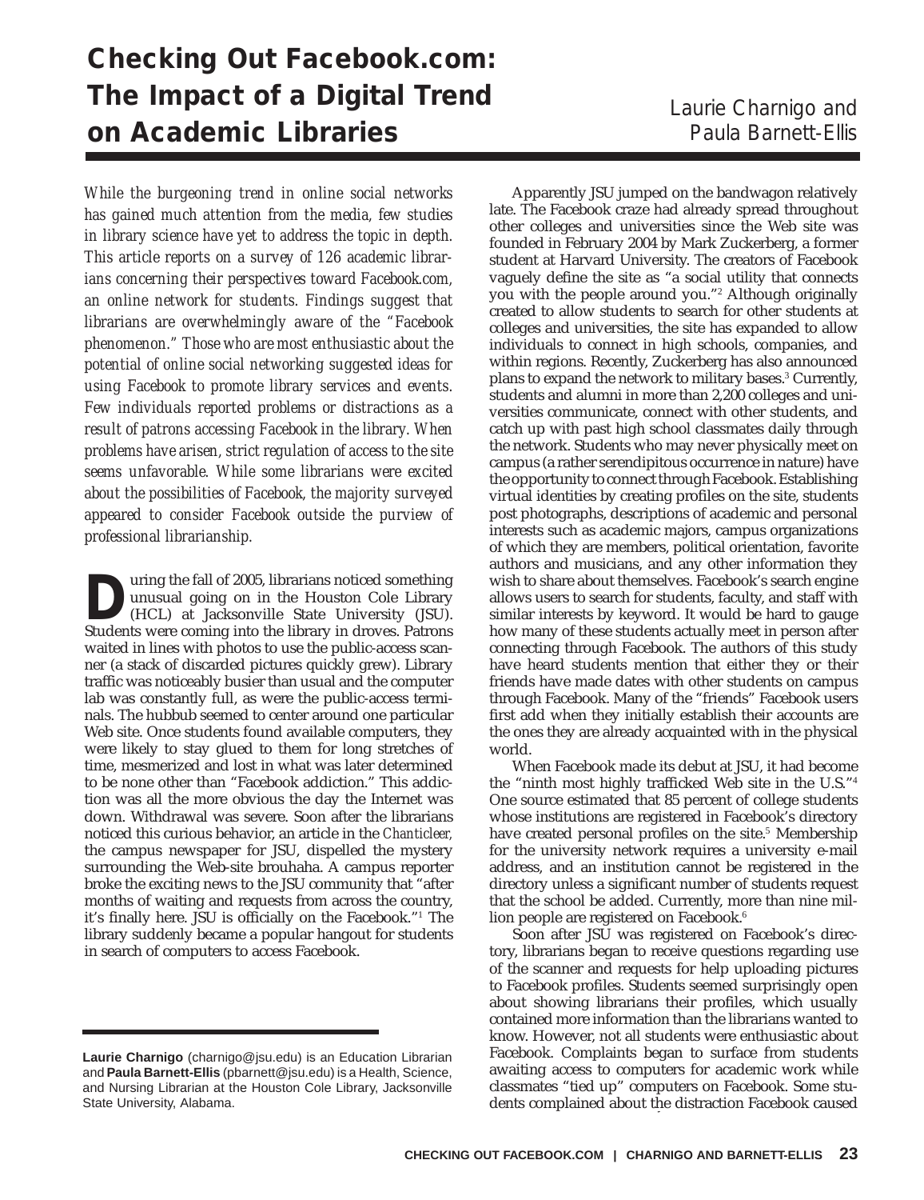# Checking Out Facebook.com: The Impact of a Digital Trend on Academic Libraries

Laurie Charnigo and Paula Barnett-Ellis

*While the burgeoning trend in online social networks has gained much attention from the media, few studies in library science have yet to address the topic in depth. This article reports on a survey of 126 academic librarians concerning their perspectives toward Facebook.com, an online network for students. Findings suggest that librarians are overwhelmingly aware of the "Facebook phenomenon." Those who are most enthusiastic about the potential of online social networking suggested ideas for using Facebook to promote library services and events. Few individuals reported problems or distractions as a result of patrons accessing Facebook in the library. When problems have arisen, strict regulation of access to the site seems unfavorable. While some librarians were excited about the possibilities of Facebook, the majority surveyed appeared to consider Facebook outside the purview of professional librarianship.*

During the fall of 2005, librarians noticed something unusual going on in the Houston Cole Library (HCL) at Jacksonville State University (JSU). Students were coming into the library in droves. Patrons waited in lines with photos to use the public-access scanner (a stack of discarded pictures quickly grew). Library traffic was noticeably busier than usual and the computer lab was constantly full, as were the public-access terminals. The hubbub seemed to center around one particular Web site. Once students found available computers, they were likely to stay glued to them for long stretches of time, mesmerized and lost in what was later determined to be none other than "Facebook addiction." This addiction was all the more obvious the day the Internet was down. Withdrawal was severe. Soon after the librarians noticed this curious behavior, an article in the *Chanticleer,* the campus newspaper for JSU, dispelled the mystery surrounding the Web-site brouhaha. A campus reporter broke the exciting news to the JSU community that "after months of waiting and requests from across the country, it's finally here. JSU is officially on the Facebook."[1] The library suddenly became a popular hangout for students in search of computers to access Facebook.

Apparently JSU jumped on the bandwagon relatively late. The Facebook craze had already spread throughout other colleges and universities since the Web site was founded in February 2004 by Mark Zuckerberg, a former student at Harvard University. The creators of Facebook vaguely define the site as "a social utility that connects you with the people around you."[2] Although originally created to allow students to search for other students at colleges and universities, the site has expanded to allow individuals to connect in high schools, companies, and within regions. Recently, Zuckerberg has also announced plans to expand the network to military bases.[3] Currently, students and alumni in more than 2,200 colleges and universities communicate, connect with other students, and catch up with past high school classmates daily through the network. Students who may never physically meet on campus (a rather serendipitous occurrence in nature) have the opportunity to connect through Facebook. Establishing virtual identities by creating profiles on the site, students post photographs, descriptions of academic and personal interests such as academic majors, campus organizations of which they are members, political orientation, favorite authors and musicians, and any other information they wish to share about themselves. Facebook's search engine allows users to search for students, faculty, and staff with similar interests by keyword. It would be hard to gauge how many of these students actually meet in person after connecting through Facebook. The authors of this study have heard students mention that either they or their friends have made dates with other students on campus through Facebook. Many of the "friends" Facebook users first add when they initially establish their accounts are the ones they are already acquainted with in the physical world.

When Facebook made its debut at JSU, it had become the "ninth most highly trafficked Web site in the U.S."[4] One source estimated that 85 percent of college students whose institutions are registered in Facebook's directory have created personal profiles on the site.[5] Membership for the university network requires a university e-mail address, and an institution cannot be registered in the directory unless a significant number of students request that the school be added. Currently, more than nine million people are registered on Facebook.[6]

Soon after JSU was registered on Facebook's directory, librarians began to receive questions regarding use of the scanner and requests for help uploading pictures to Facebook profiles. Students seemed surprisingly open about showing librarians their profiles, which usually contained more information than the librarians wanted to know. However, not all students were enthusiastic about Facebook. Complaints began to surface from students awaiting access to computers for academic work while classmates "tied up" computers on Facebook. Some students complained about the distraction Facebook caused

**Laurie Charnigo** (charnigo@jsu.edu) is an Education Librarian and **Paula Barnett-Ellis** (pbarnett@jsu.edu) is a Health, Science, and Nursing Librarian at the Houston Cole Library, Jacksonville State University, Alabama.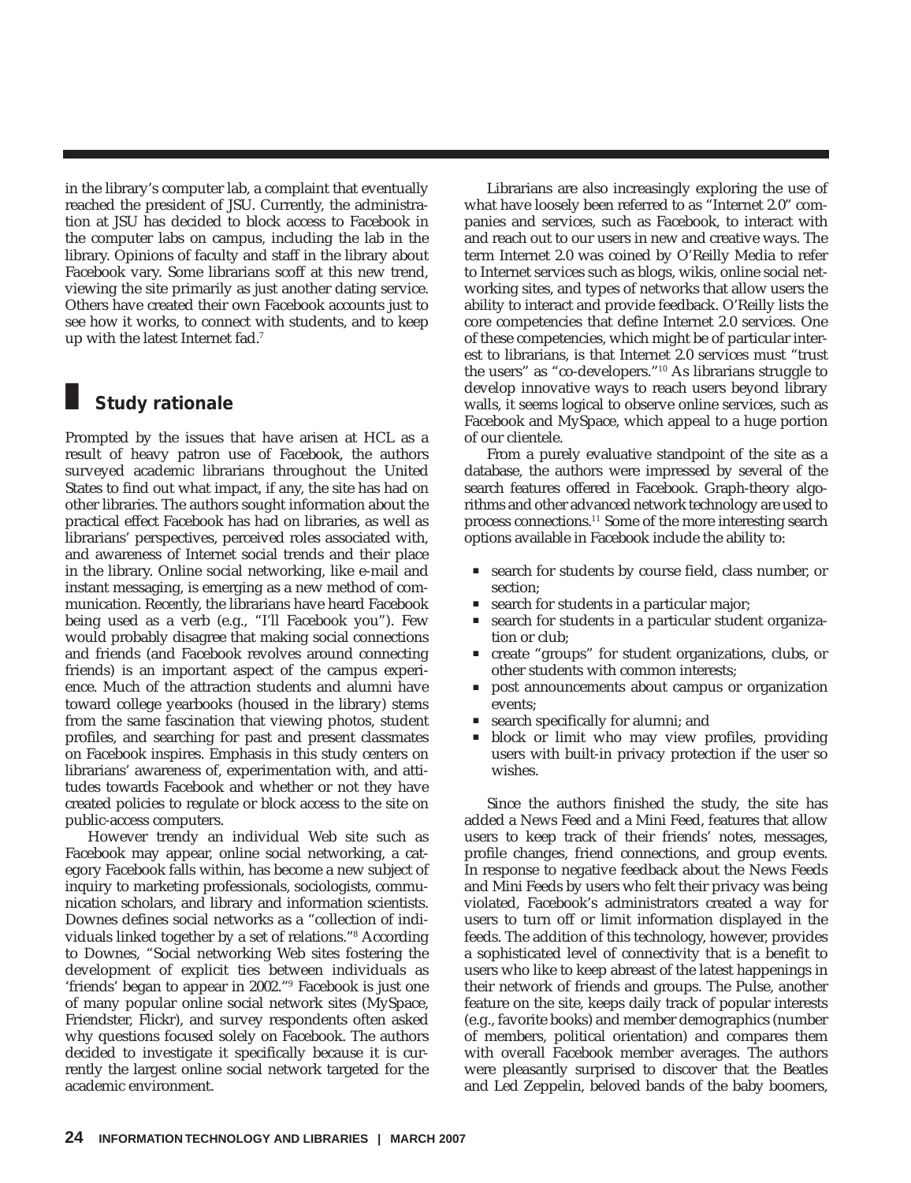in the library's computer lab, a complaint that eventually reached the president of JSU. Currently, the administration at JSU has decided to block access to Facebook in the computer labs on campus, including the lab in the library. Opinions of faculty and staff in the library about Facebook vary. Some librarians scoff at this new trend, viewing the site primarily as just another dating service. Others have created their own Facebook accounts just to see how it works, to connect with students, and to keep up with the latest Internet fad.[7]

## Study rationale

Prompted by the issues that have arisen at HCL as a result of heavy patron use of Facebook, the authors surveyed academic librarians throughout the United States to find out what impact, if any, the site has had on other libraries. The authors sought information about the practical effect Facebook has had on libraries, as well as librarians' perspectives, perceived roles associated with, and awareness of Internet social trends and their place in the library. Online social networking, like e-mail and instant messaging, is emerging as a new method of communication. Recently, the librarians have heard Facebook being used as a verb (e.g., "I'll Facebook you"). Few would probably disagree that making social connections and friends (and Facebook revolves around connecting friends) is an important aspect of the campus experience. Much of the attraction students and alumni have toward college yearbooks (housed in the library) stems from the same fascination that viewing photos, student profiles, and searching for past and present classmates on Facebook inspires. Emphasis in this study centers on librarians' awareness of, experimentation with, and attitudes towards Facebook and whether or not they have created policies to regulate or block access to the site on public-access computers.

However trendy an individual Web site such as Facebook may appear, online social networking, a category Facebook falls within, has become a new subject of inquiry to marketing professionals, sociologists, communication scholars, and library and information scientists. Downes defines social networks as a "collection of individuals linked together by a set of relations."[8] According to Downes, "Social networking Web sites fostering the development of explicit ties between individuals as 'friends' began to appear in 2002."[9] Facebook is just one of many popular online social network sites (MySpace, Friendster, Flickr), and survey respondents often asked why questions focused solely on Facebook. The authors decided to investigate it specifically because it is currently the largest online social network targeted for the academic environment.

Librarians are also increasingly exploring the use of what have loosely been referred to as "Internet 2.0" companies and services, such as Facebook, to interact with and reach out to our users in new and creative ways. The term Internet 2.0 was coined by O'Reilly Media to refer to Internet services such as blogs, wikis, online social networking sites, and types of networks that allow users the ability to interact and provide feedback. O'Reilly lists the core competencies that define Internet 2.0 services. One of these competencies, which might be of particular interest to librarians, is that Internet 2.0 services must "trust the users" as "co-developers."[10] As librarians struggle to develop innovative ways to reach users beyond library walls, it seems logical to observe online services, such as Facebook and MySpace, which appeal to a huge portion of our clientele.

From a purely evaluative standpoint of the site as a database, the authors were impressed by several of the search features offered in Facebook. Graph-theory algorithms and other advanced network technology are used to process connections.[11] Some of the more interesting search options available in Facebook include the ability to:

- search for students by course field, class number, or section;
- search for students in a particular major;
- search for students in a particular student organization or club;
- create "groups" for student organizations, clubs, or other students with common interests;
- post announcements about campus or organization events;
- search specifically for alumni; and
- block or limit who may view profiles, providing users with built-in privacy protection if the user so wishes.

Since the authors finished the study, the site has added a News Feed and a Mini Feed, features that allow users to keep track of their friends' notes, messages, profile changes, friend connections, and group events. In response to negative feedback about the News Feeds and Mini Feeds by users who felt their privacy was being violated, Facebook's administrators created a way for users to turn off or limit information displayed in the feeds. The addition of this technology, however, provides a sophisticated level of connectivity that is a benefit to users who like to keep abreast of the latest happenings in their network of friends and groups. The Pulse, another feature on the site, keeps daily track of popular interests (e.g., favorite books) and member demographics (number of members, political orientation) and compares them with overall Facebook member averages. The authors were pleasantly surprised to discover that the Beatles and Led Zeppelin, beloved bands of the baby boomers,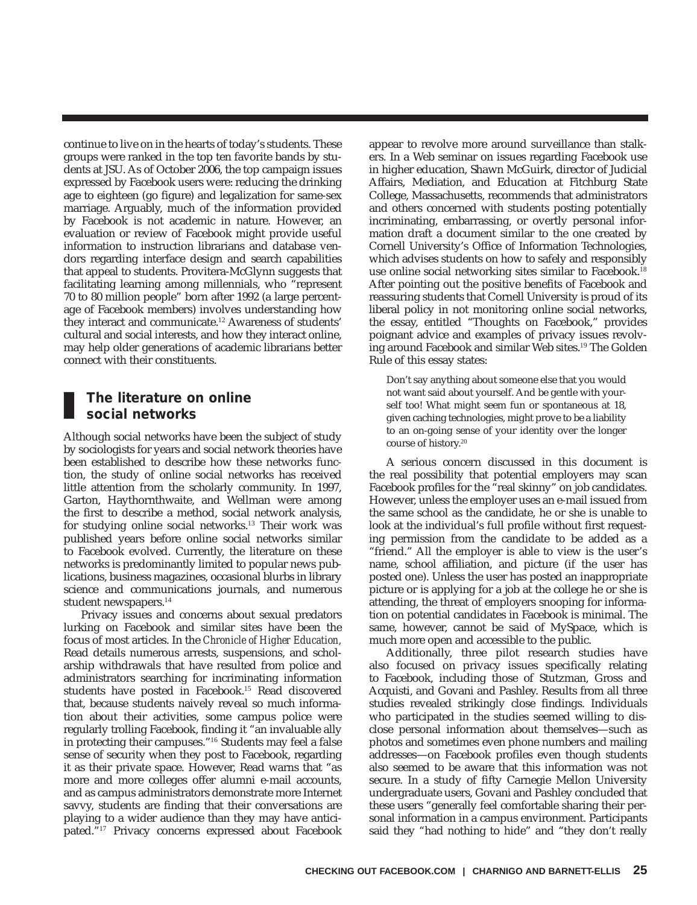continue to live on in the hearts of today's students. These groups were ranked in the top ten favorite bands by students at JSU. As of October 2006, the top campaign issues expressed by Facebook users were: reducing the drinking age to eighteen (go figure) and legalization for same-sex marriage. Arguably, much of the information provided by Facebook is not academic in nature. However, an evaluation or review of Facebook might provide useful information to instruction librarians and database vendors regarding interface design and search capabilities that appeal to students. Provitera-McGlynn suggests that facilitating learning among millennials, who "represent 70 to 80 million people" born after 1992 (a large percentage of Facebook members) involves understanding how they interact and communicate.[12] Awareness of students' cultural and social interests, and how they interact online, may help older generations of academic librarians better connect with their constituents.

## The literature on online social networks

Although social networks have been the subject of study by sociologists for years and social network theories have been established to describe how these networks function, the study of online social networks has received little attention from the scholarly community. In 1997, Garton, Haythornthwaite, and Wellman were among the first to describe a method, social network analysis, for studying online social networks.[13] Their work was published years before online social networks similar to Facebook evolved. Currently, the literature on these networks is predominantly limited to popular news publications, business magazines, occasional blurbs in library science and communications journals, and numerous student newspapers.[14]

Privacy issues and concerns about sexual predators lurking on Facebook and similar sites have been the focus of most articles. In the *Chronicle of Higher Education,* Read details numerous arrests, suspensions, and scholarship withdrawals that have resulted from police and administrators searching for incriminating information students have posted in Facebook.[15] Read discovered that, because students naively reveal so much information about their activities, some campus police were regularly trolling Facebook, finding it "an invaluable ally in protecting their campuses."[16] Students may feel a false sense of security when they post to Facebook, regarding it as their private space. However, Read warns that "as more and more colleges offer alumni e-mail accounts, and as campus administrators demonstrate more Internet savvy, students are finding that their conversations are playing to a wider audience than they may have anticipated."[17] Privacy concerns expressed about Facebook appear to revolve more around surveillance than stalkers. In a Web seminar on issues regarding Facebook use in higher education, Shawn McGuirk, director of Judicial Affairs, Mediation, and Education at Fitchburg State College, Massachusetts, recommends that administrators and others concerned with students posting potentially incriminating, embarrassing, or overtly personal information draft a document similar to the one created by Cornell University's Office of Information Technologies, which advises students on how to safely and responsibly use online social networking sites similar to Facebook.[18] After pointing out the positive benefits of Facebook and reassuring students that Cornell University is proud of its liberal policy in not monitoring online social networks, the essay, entitled "Thoughts on Facebook," provides poignant advice and examples of privacy issues revolving around Facebook and similar Web sites.[19] The Golden Rule of this essay states:

> Don't say anything about someone else that you would not want said about yourself. And be gentle with yourself too! What might seem fun or spontaneous at 18, given caching technologies, might prove to be a liability to an on-going sense of your identity over the longer course of history.[20]

A serious concern discussed in this document is the real possibility that potential employers may scan Facebook profiles for the "real skinny" on job candidates. However, unless the employer uses an e-mail issued from the same school as the candidate, he or she is unable to look at the individual's full profile without first requesting permission from the candidate to be added as a "friend." All the employer is able to view is the user's name, school affiliation, and picture (if the user has posted one). Unless the user has posted an inappropriate picture or is applying for a job at the college he or she is attending, the threat of employers snooping for information on potential candidates in Facebook is minimal. The same, however, cannot be said of MySpace, which is much more open and accessible to the public.

Additionally, three pilot research studies have also focused on privacy issues specifically relating to Facebook, including those of Stutzman, Gross and Acquisti, and Govani and Pashley. Results from all three studies revealed strikingly close findings. Individuals who participated in the studies seemed willing to disclose personal information about themselves—such as photos and sometimes even phone numbers and mailing addresses—on Facebook profiles even though students also seemed to be aware that this information was not secure. In a study of fifty Carnegie Mellon University undergraduate users, Govani and Pashley concluded that these users "generally feel comfortable sharing their personal information in a campus environment. Participants said they "had nothing to hide" and "they don't really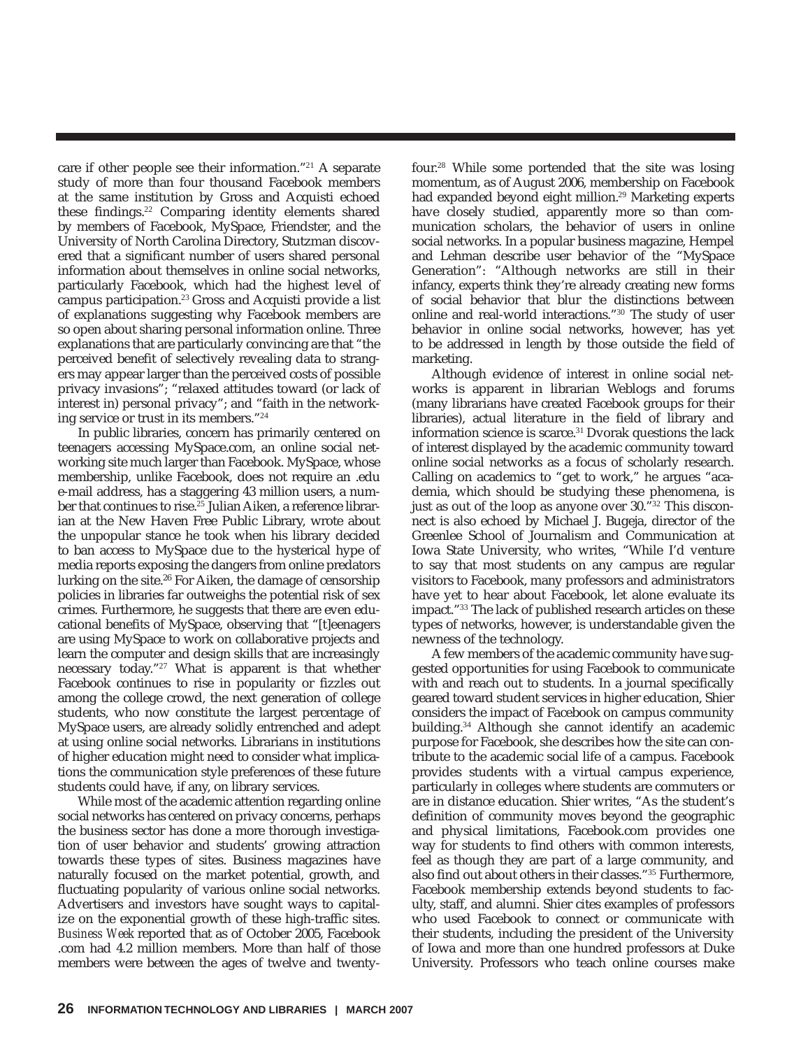care if other people see their information."[21] A separate study of more than four thousand Facebook members at the same institution by Gross and Acquisti echoed these findings.[22] Comparing identity elements shared by members of Facebook, MySpace, Friendster, and the University of North Carolina Directory, Stutzman discovered that a significant number of users shared personal information about themselves in online social networks, particularly Facebook, which had the highest level of campus participation.[23] Gross and Acquisti provide a list of explanations suggesting why Facebook members are so open about sharing personal information online. Three explanations that are particularly convincing are that "the perceived benefit of selectively revealing data to strangers may appear larger than the perceived costs of possible privacy invasions"; "relaxed attitudes toward (or lack of interest in) personal privacy"; and "faith in the networking service or trust in its members."[24]

In public libraries, concern has primarily centered on teenagers accessing MySpace.com, an online social networking site much larger than Facebook. MySpace, whose membership, unlike Facebook, does not require an .edu e-mail address, has a staggering 43 million users, a number that continues to rise.[25] Julian Aiken, a reference librarian at the New Haven Free Public Library, wrote about the unpopular stance he took when his library decided to ban access to MySpace due to the hysterical hype of media reports exposing the dangers from online predators lurking on the site.[26] For Aiken, the damage of censorship policies in libraries far outweighs the potential risk of sex crimes. Furthermore, he suggests that there are even educational benefits of MySpace, observing that "[t]eenagers are using MySpace to work on collaborative projects and learn the computer and design skills that are increasingly necessary today."[27] What is apparent is that whether Facebook continues to rise in popularity or fizzles out among the college crowd, the next generation of college students, who now constitute the largest percentage of MySpace users, are already solidly entrenched and adept at using online social networks. Librarians in institutions of higher education might need to consider what implications the communication style preferences of these future students could have, if any, on library services.

While most of the academic attention regarding online social networks has centered on privacy concerns, perhaps the business sector has done a more thorough investigation of user behavior and students' growing attraction towards these types of sites. Business magazines have naturally focused on the market potential, growth, and fluctuating popularity of various online social networks. Advertisers and investors have sought ways to capitalize on the exponential growth of these high-traffic sites. *Business Week* reported that as of October 2005, Facebook.com had 4.2 million members. More than half of those members were between the ages of twelve and twenty-four.[28] While some portended that the site was losing momentum, as of August 2006, membership on Facebook had expanded beyond eight million.[29] Marketing experts have closely studied, apparently more so than communication scholars, the behavior of users in online social networks. In a popular business magazine, Hempel and Lehman describe user behavior of the "MySpace Generation": "Although networks are still in their infancy, experts think they're already creating new forms of social behavior that blur the distinctions between online and real-world interactions."[30] The study of user behavior in online social networks, however, has yet to be addressed in length by those outside the field of marketing.

Although evidence of interest in online social networks is apparent in librarian Weblogs and forums (many librarians have created Facebook groups for their libraries), actual literature in the field of library and information science is scarce.[31] Dvorak questions the lack of interest displayed by the academic community toward online social networks as a focus of scholarly research. Calling on academics to "get to work," he argues "academia, which should be studying these phenomena, is just as out of the loop as anyone over 30."[32] This disconnect is also echoed by Michael J. Bugeja, director of the Greenlee School of Journalism and Communication at Iowa State University, who writes, "While I'd venture to say that most students on any campus are regular visitors to Facebook, many professors and administrators have yet to hear about Facebook, let alone evaluate its impact."[33] The lack of published research articles on these types of networks, however, is understandable given the newness of the technology.

A few members of the academic community have suggested opportunities for using Facebook to communicate with and reach out to students. In a journal specifically geared toward student services in higher education, Shier considers the impact of Facebook on campus community building.[34] Although she cannot identify an academic purpose for Facebook, she describes how the site can contribute to the academic social life of a campus. Facebook provides students with a virtual campus experience, particularly in colleges where students are commuters or are in distance education. Shier writes, "As the student's definition of community moves beyond the geographic and physical limitations, Facebook.com provides one way for students to find others with common interests, feel as though they are part of a large community, and also find out about others in their classes."[35] Furthermore, Facebook membership extends beyond students to faculty, staff, and alumni. Shier cites examples of professors who used Facebook to connect or communicate with their students, including the president of the University of Iowa and more than one hundred professors at Duke University. Professors who teach online courses make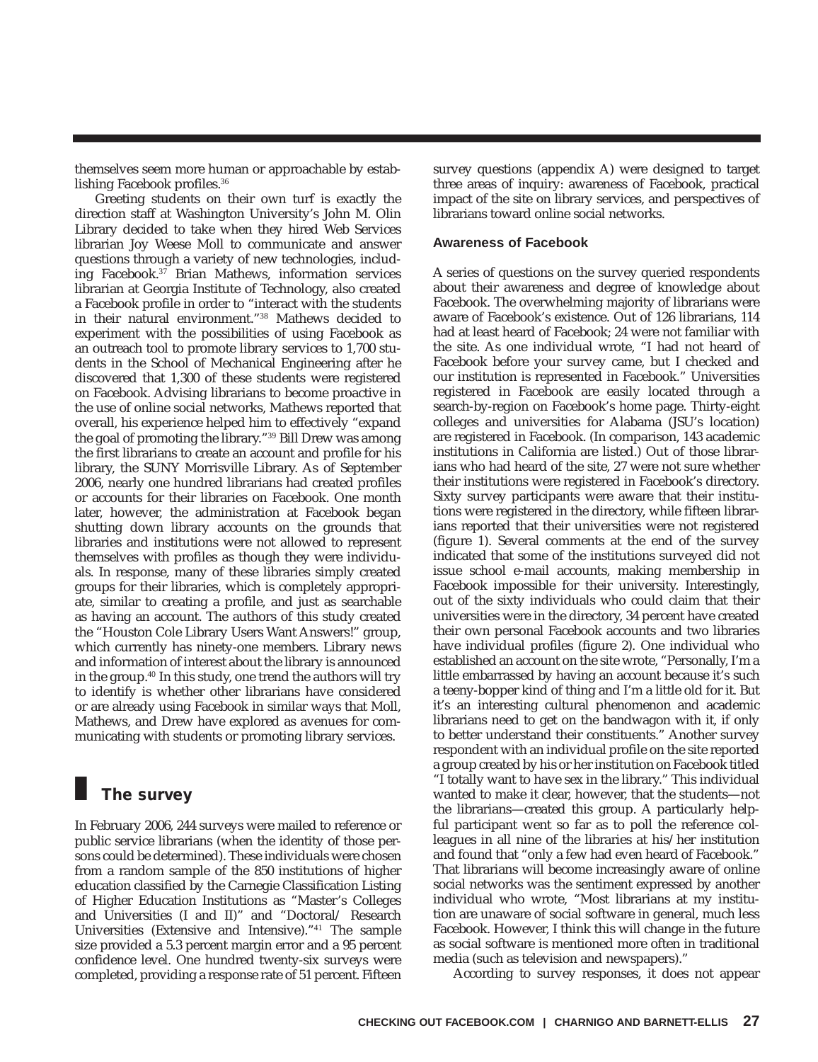themselves seem more human or approachable by establishing Facebook profiles.[36]

Greeting students on their own turf is exactly the direction staff at Washington University's John M. Olin Library decided to take when they hired Web Services librarian Joy Weese Moll to communicate and answer questions through a variety of new technologies, including Facebook.[37] Brian Mathews, information services librarian at Georgia Institute of Technology, also created a Facebook profile in order to "interact with the students in their natural environment."[38] Mathews decided to experiment with the possibilities of using Facebook as an outreach tool to promote library services to 1,700 students in the School of Mechanical Engineering after he discovered that 1,300 of these students were registered on Facebook. Advising librarians to become proactive in the use of online social networks, Mathews reported that overall, his experience helped him to effectively "expand the goal of promoting the library."[39] Bill Drew was among the first librarians to create an account and profile for his library, the SUNY Morrisville Library. As of September 2006, nearly one hundred librarians had created profiles or accounts for their libraries on Facebook. One month later, however, the administration at Facebook began shutting down library accounts on the grounds that libraries and institutions were not allowed to represent themselves with profiles as though they were individuals. In response, many of these libraries simply created groups for their libraries, which is completely appropriate, similar to creating a profile, and just as searchable as having an account. The authors of this study created the "Houston Cole Library Users Want Answers!" group, which currently has ninety-one members. Library news and information of interest about the library is announced in the group.[40] In this study, one trend the authors will try to identify is whether other librarians have considered or are already using Facebook in similar ways that Moll, Mathews, and Drew have explored as avenues for communicating with students or promoting library services.

## The survey

In February 2006, 244 surveys were mailed to reference or public service librarians (when the identity of those persons could be determined). These individuals were chosen from a random sample of the 850 institutions of higher education classified by the Carnegie Classification Listing of Higher Education Institutions as "Master's Colleges and Universities (I and II)" and "Doctoral/ Research Universities (Extensive and Intensive)."[41] The sample size provided a 5.3 percent margin error and a 95 percent confidence level. One hundred twenty-six surveys were completed, providing a response rate of 51 percent. Fifteen survey questions (appendix A) were designed to target three areas of inquiry: awareness of Facebook, practical impact of the site on library services, and perspectives of librarians toward online social networks.

### Awareness of Facebook

A series of questions on the survey queried respondents about their awareness and degree of knowledge about Facebook. The overwhelming majority of librarians were aware of Facebook's existence. Out of 126 librarians, 114 had at least heard of Facebook; 24 were not familiar with the site. As one individual wrote, "I had not heard of Facebook before your survey came, but I checked and our institution is represented in Facebook." Universities registered in Facebook are easily located through a search-by-region on Facebook's home page. Thirty-eight colleges and universities for Alabama (JSU's location) are registered in Facebook. (In comparison, 143 academic institutions in California are listed.) Out of those librarians who had heard of the site, 27 were not sure whether their institutions were registered in Facebook's directory. Sixty survey participants were aware that their institutions were registered in the directory, while fifteen librarians reported that their universities were not registered (figure 1). Several comments at the end of the survey indicated that some of the institutions surveyed did not issue school e-mail accounts, making membership in Facebook impossible for their university. Interestingly, out of the sixty individuals who could claim that their universities were in the directory, 34 percent have created their own personal Facebook accounts and two libraries have individual profiles (figure 2). One individual who established an account on the site wrote, "Personally, I'm a little embarrassed by having an account because it's such a teeny-bopper kind of thing and I'm a little old for it. But it's an interesting cultural phenomenon and academic librarians need to get on the bandwagon with it, if only to better understand their constituents." Another survey respondent with an individual profile on the site reported a group created by his or her institution on Facebook titled "I totally want to have sex in the library." This individual wanted to make it clear, however, that the students—not the librarians—created this group. A particularly helpful participant went so far as to poll the reference colleagues in all nine of the libraries at his/her institution and found that "only a few had even heard of Facebook." That librarians will become increasingly aware of online social networks was the sentiment expressed by another individual who wrote, "Most librarians at my institution are unaware of social software in general, much less Facebook. However, I think this will change in the future as social software is mentioned more often in traditional media (such as television and newspapers)."

According to survey responses, it does not appear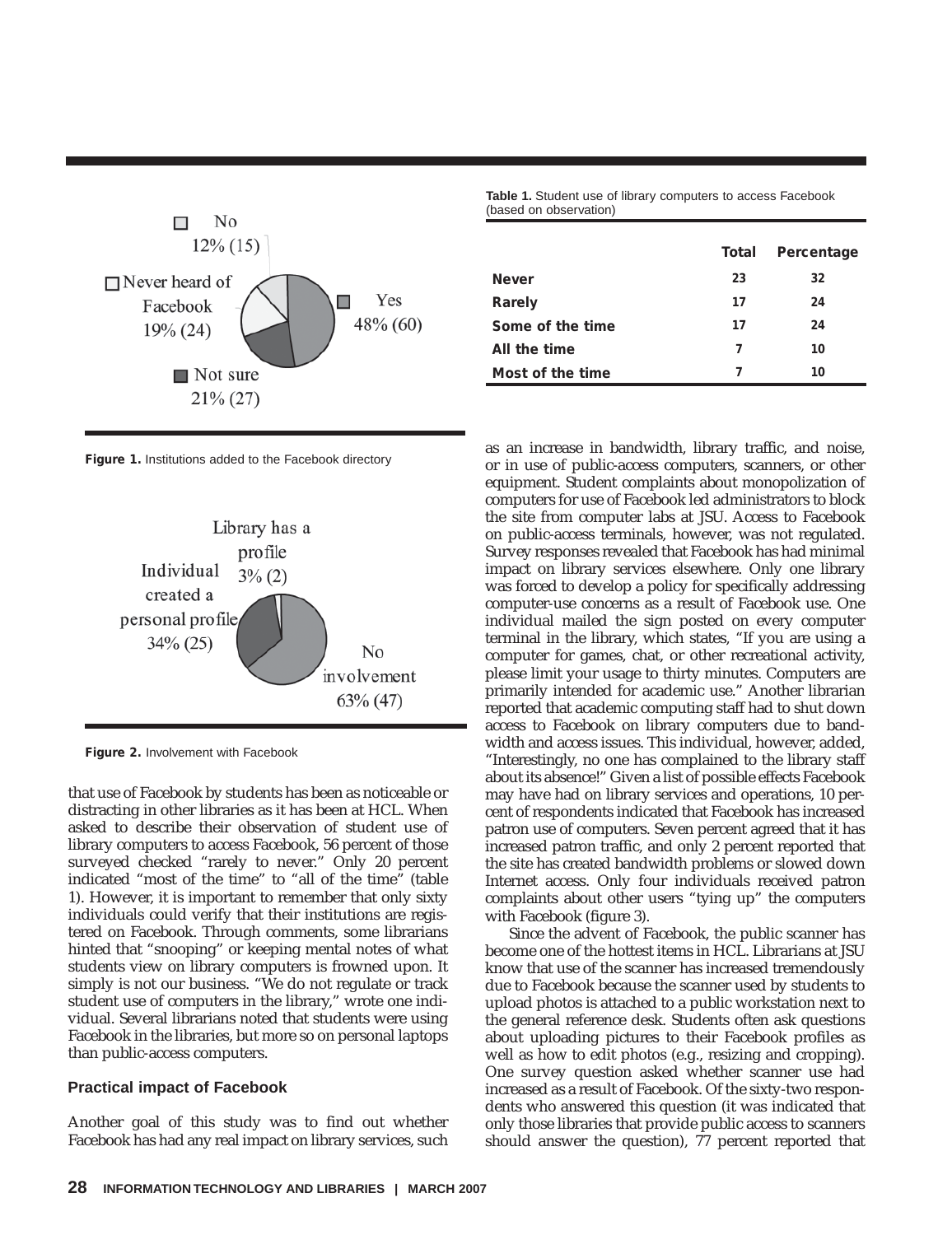No
12% (15)
Never heard of Facebook
19% (24)
Yes
48% (60)
Not sure
21% (27)

**Figure 1.** Institutions added to the Facebook directory

Library has a profile
3% (2)
Individual created a personal profile
34% (25)
No involvement
63% (47)

**Figure 2.** Involvement with Facebook

that use of Facebook by students has been as noticeable or distracting in other libraries as it has been at HCL. When asked to describe their observation of student use of library computers to access Facebook, 56 percent of those surveyed checked "rarely to never." Only 20 percent indicated "most of the time" to "all of the time" (table 1). However, it is important to remember that only sixty individuals could verify that their institutions are registered on Facebook. Through comments, some librarians hinted that "snooping" or keeping mental notes of what students view on library computers is frowned upon. It simply is not our business. "We do not regulate or track student use of computers in the library," wrote one individual. Several librarians noted that students were using Facebook in the libraries, but more so on personal laptops than public-access computers.

### Practical impact of Facebook

Another goal of this study was to find out whether Facebook has had any real impact on library services, such as an increase in bandwidth, library traffic, and noise, or in use of public-access computers, scanners, or other equipment. Student complaints about monopolization of computers for use of Facebook led administrators to block the site from computer labs at JSU. Access to Facebook on public-access terminals, however, was not regulated. Survey responses revealed that Facebook has had minimal impact on library services elsewhere. Only one library was forced to develop a policy for specifically addressing computer-use concerns as a result of Facebook use. One individual mailed the sign posted on every computer terminal in the library, which states, "If you are using a computer for games, chat, or other recreational activity, please limit your usage to thirty minutes. Computers are primarily intended for academic use." Another librarian reported that academic computing staff had to shut down access to Facebook on library computers due to bandwidth and access issues. This individual, however, added, "Interestingly, no one has complained to the library staff about its absence!" Given a list of possible effects Facebook may have had on library services and operations, 10 percent of respondents indicated that Facebook has increased patron use of computers. Seven percent agreed that it has increased patron traffic, and only 2 percent reported that the site has created bandwidth problems or slowed down Internet access. Only four individuals received patron complaints about other users "tying up" the computers with Facebook (figure 3).

**Table 1.** Student use of library computers to access Facebook (based on observation)

| | Total | Percentage |
|---|---|---|
| Never | 23 | 32 |
| Rarely | 17 | 24 |
| Some of the time | 17 | 24 |
| All the time | 7 | 10 |
| Most of the time | 7 | 10 |

Since the advent of Facebook, the public scanner has become one of the hottest items in HCL. Librarians at JSU know that use of the scanner has increased tremendously due to Facebook because the scanner used by students to upload photos is attached to a public workstation next to the general reference desk. Students often ask questions about uploading pictures to their Facebook profiles as well as how to edit photos (e.g., resizing and cropping). One survey question asked whether scanner use had increased as a result of Facebook. Of the sixty-two respondents who answered this question (it was indicated that only those libraries that provide public access to scanners should answer the question), 77 percent reported that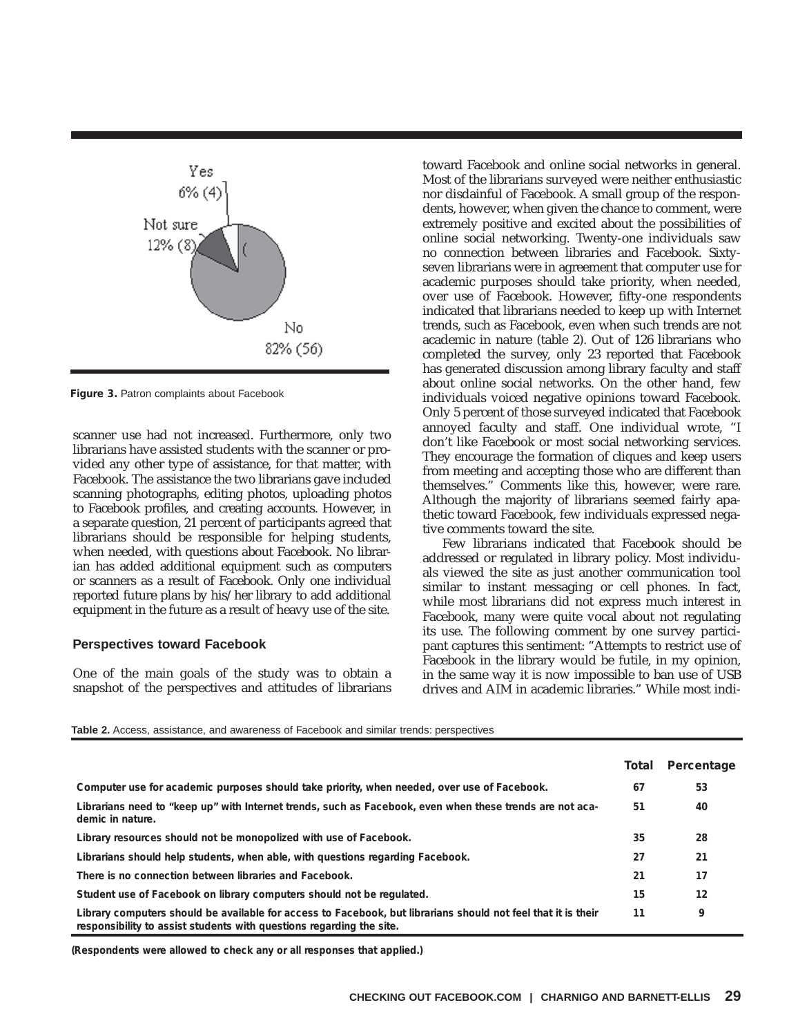Yes 6% (4)

Not sure 12% (8)

No 82% (56)

**Figure 3.** Patron complaints about Facebook

scanner use had not increased. Furthermore, only two librarians have assisted students with the scanner or provided any other type of assistance, for that matter, with Facebook. The assistance the two librarians gave included scanning photographs, editing photos, uploading photos to Facebook profiles, and creating accounts. However, in a separate question, 21 percent of participants agreed that librarians should be responsible for helping students, when needed, with questions about Facebook. No librarian has added additional equipment such as computers or scanners as a result of Facebook. Only one individual reported future plans by his/her library to add additional equipment in the future as a result of heavy use of the site.

### Perspectives toward Facebook

One of the main goals of the study was to obtain a snapshot of the perspectives and attitudes of librarians toward Facebook and online social networks in general. Most of the librarians surveyed were neither enthusiastic nor disdainful of Facebook. A small group of the respondents, however, when given the chance to comment, were extremely positive and excited about the possibilities of online social networking. Twenty-one individuals saw no connection between libraries and Facebook. Sixty-seven librarians were in agreement that computer use for academic purposes should take priority, when needed, over use of Facebook. However, fifty-one respondents indicated that librarians needed to keep up with Internet trends, such as Facebook, even when such trends are not academic in nature (table 2). Out of 126 librarians who completed the survey, only 23 reported that Facebook has generated discussion among library faculty and staff about online social networks. On the other hand, few individuals voiced negative opinions toward Facebook. Only 5 percent of those surveyed indicated that Facebook annoyed faculty and staff. One individual wrote, "I don't like Facebook or most social networking services. They encourage the formation of cliques and keep users from meeting and accepting those who are different than themselves." Comments like this, however, were rare. Although the majority of librarians seemed fairly apathetic toward Facebook, few individuals expressed negative comments toward the site.

Few librarians indicated that Facebook should be addressed or regulated in library policy. Most individuals viewed the site as just another communication tool similar to instant messaging or cell phones. In fact, while most librarians did not express much interest in Facebook, many were quite vocal about not regulating its use. The following comment by one survey participant captures this sentiment: "Attempts to restrict use of Facebook in the library would be futile, in my opinion, in the same way it is now impossible to ban use of USB drives and AIM in academic libraries." While most indi-

**Table 2.** Access, assistance, and awareness of Facebook and similar trends: perspectives

| | Total | Percentage |
|---|---|---|
| Computer use for academic purposes should take priority, when needed, over use of Facebook. | 67 | 53 |
| Librarians need to "keep up" with Internet trends, such as Facebook, even when these trends are not academic in nature. | 51 | 40 |
| Library resources should not be monopolized with use of Facebook. | 35 | 28 |
| Librarians should help students, when able, with questions regarding Facebook. | 27 | 21 |
| There is no connection between libraries and Facebook. | 21 | 17 |
| Student use of Facebook on library computers should not be regulated. | 15 | 12 |
| Library computers should be available for access to Facebook, but librarians should not feel that it is their responsibility to assist students with questions regarding the site. | 11 | 9 |

**(Respondents were allowed to check any or all responses that applied.)**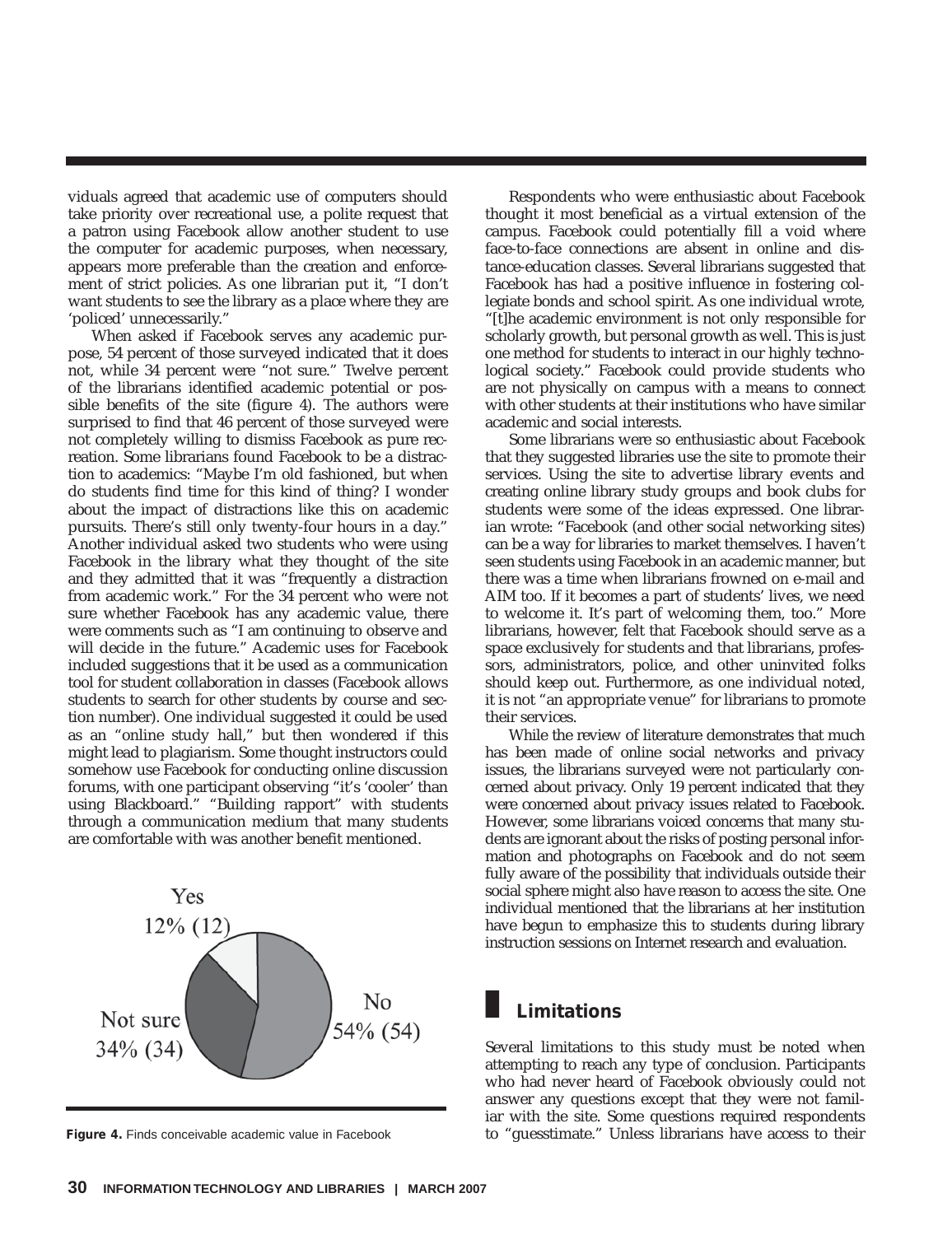viduals agreed that academic use of computers should take priority over recreational use, a polite request that a patron using Facebook allow another student to use the computer for academic purposes, when necessary, appears more preferable than the creation and enforcement of strict policies. As one librarian put it, "I don't want students to see the library as a place where they are 'policed' unnecessarily."

When asked if Facebook serves any academic purpose, 54 percent of those surveyed indicated that it does not, while 34 percent were "not sure." Twelve percent of the librarians identified academic potential or possible benefits of the site (figure 4). The authors were surprised to find that 46 percent of those surveyed were not completely willing to dismiss Facebook as pure recreation. Some librarians found Facebook to be a distraction to academics: "Maybe I'm old fashioned, but when do students find time for this kind of thing? I wonder about the impact of distractions like this on academic pursuits. There's still only twenty-four hours in a day." Another individual asked two students who were using Facebook in the library what they thought of the site and they admitted that it was "frequently a distraction from academic work." For the 34 percent who were not sure whether Facebook has any academic value, there were comments such as "I am continuing to observe and will decide in the future." Academic uses for Facebook included suggestions that it be used as a communication tool for student collaboration in classes (Facebook allows students to search for other students by course and section number). One individual suggested it could be used as an "online study hall," but then wondered if this might lead to plagiarism. Some thought instructors could somehow use Facebook for conducting online discussion forums, with one participant observing "it's 'cooler' than using Blackboard." "Building rapport" with students through a communication medium that many students are comfortable with was another benefit mentioned.

Yes 12% (12)

Not sure 34% (34)

No 54% (54)

**Figure 4.** Finds conceivable academic value in Facebook

Respondents who were enthusiastic about Facebook thought it most beneficial as a virtual extension of the campus. Facebook could potentially fill a void where face-to-face connections are absent in online and distance-education classes. Several librarians suggested that Facebook has had a positive influence in fostering collegiate bonds and school spirit. As one individual wrote, "[t]he academic environment is not only responsible for scholarly growth, but personal growth as well. This is just one method for students to interact in our highly technological society." Facebook could provide students who are not physically on campus with a means to connect with other students at their institutions who have similar academic and social interests.

Some librarians were so enthusiastic about Facebook that they suggested libraries use the site to promote their services. Using the site to advertise library events and creating online library study groups and book clubs for students were some of the ideas expressed. One librarian wrote: "Facebook (and other social networking sites) can be a way for libraries to market themselves. I haven't seen students using Facebook in an academic manner, but there was a time when librarians frowned on e-mail and AIM too. If it becomes a part of students' lives, we need to welcome it. It's part of welcoming them, too." More librarians, however, felt that Facebook should serve as a space exclusively for students and that librarians, professors, administrators, police, and other uninvited folks should keep out. Furthermore, as one individual noted, it is not "an appropriate venue" for librarians to promote their services.

While the review of literature demonstrates that much has been made of online social networks and privacy issues, the librarians surveyed were not particularly concerned about privacy. Only 19 percent indicated that they were concerned about privacy issues related to Facebook. However, some librarians voiced concerns that many students are ignorant about the risks of posting personal information and photographs on Facebook and do not seem fully aware of the possibility that individuals outside their social sphere might also have reason to access the site. One individual mentioned that the librarians at her institution have begun to emphasize this to students during library instruction sessions on Internet research and evaluation.

## Limitations

Several limitations to this study must be noted when attempting to reach any type of conclusion. Participants who had never heard of Facebook obviously could not answer any questions except that they were not familiar with the site. Some questions required respondents to "guesstimate." Unless librarians have access to their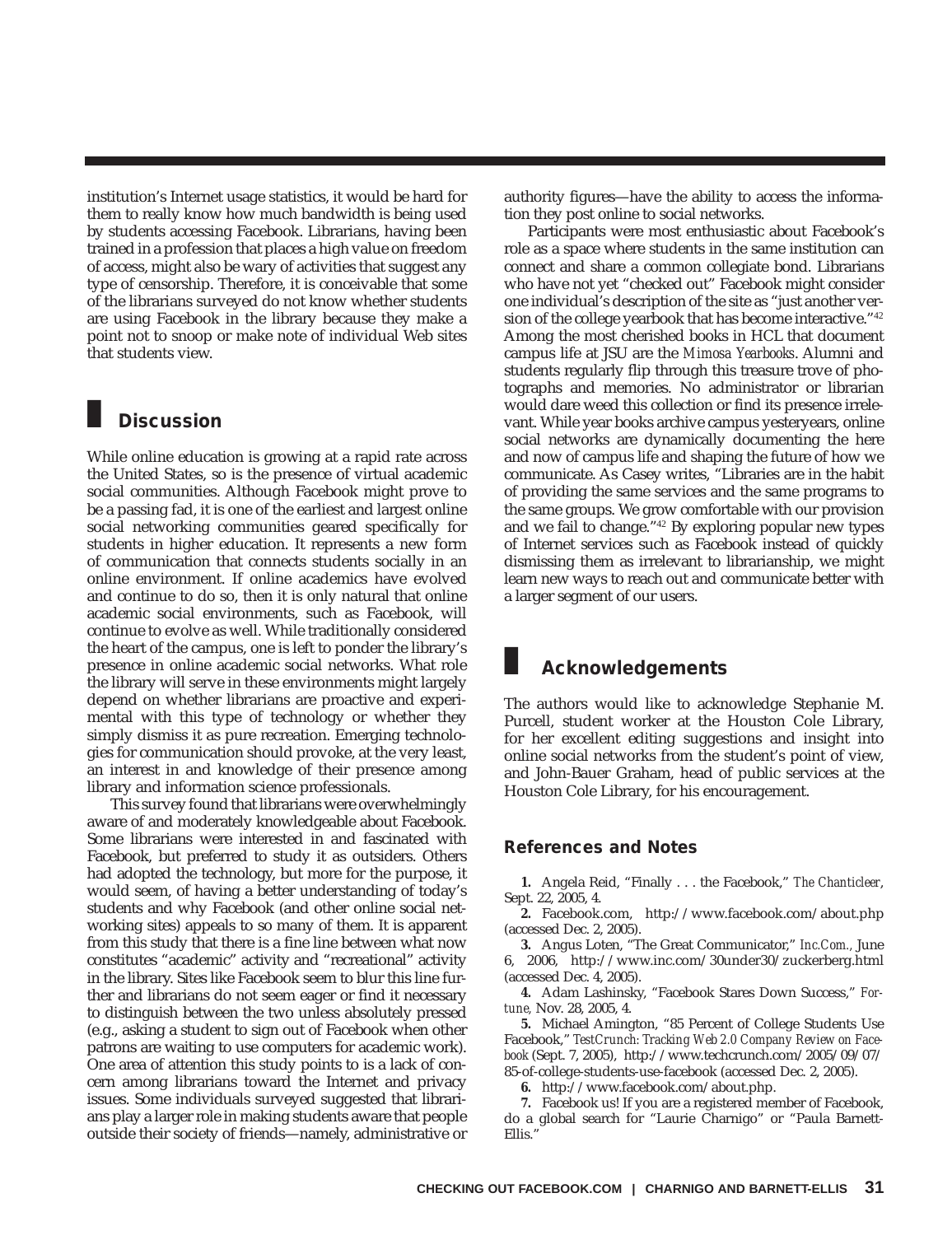institution's Internet usage statistics, it would be hard for them to really know how much bandwidth is being used by students accessing Facebook. Librarians, having been trained in a profession that places a high value on freedom of access, might also be wary of activities that suggest any type of censorship. Therefore, it is conceivable that some of the librarians surveyed do not know whether students are using Facebook in the library because they make a point not to snoop or make note of individual Web sites that students view.

## Discussion

While online education is growing at a rapid rate across the United States, so is the presence of virtual academic social communities. Although Facebook might prove to be a passing fad, it is one of the earliest and largest online social networking communities geared specifically for students in higher education. It represents a new form of communication that connects students socially in an online environment. If online academics have evolved and continue to do so, then it is only natural that online academic social environments, such as Facebook, will continue to evolve as well. While traditionally considered the heart of the campus, one is left to ponder the library's presence in online academic social networks. What role the library will serve in these environments might largely depend on whether librarians are proactive and experimental with this type of technology or whether they simply dismiss it as pure recreation. Emerging technologies for communication should provoke, at the very least, an interest in and knowledge of their presence among library and information science professionals.

This survey found that librarians were overwhelmingly aware of and moderately knowledgeable about Facebook. Some librarians were interested in and fascinated with Facebook, but preferred to study it as outsiders. Others had adopted the technology, but more for the purpose, it would seem, of having a better understanding of today's students and why Facebook (and other online social networking sites) appeals to so many of them. It is apparent from this study that there is a fine line between what now constitutes "academic" activity and "recreational" activity in the library. Sites like Facebook seem to blur this line further and librarians do not seem eager or find it necessary to distinguish between the two unless absolutely pressed (e.g., asking a student to sign out of Facebook when other patrons are waiting to use computers for academic work). One area of attention this study points to is a lack of concern among librarians toward the Internet and privacy issues. Some individuals surveyed suggested that librarians play a larger role in making students aware that people outside their society of friends—namely, administrative or authority figures—have the ability to access the information they post online to social networks.

Participants were most enthusiastic about Facebook's role as a space where students in the same institution can connect and share a common collegiate bond. Librarians who have not yet "checked out" Facebook might consider one individual's description of the site as "just another version of the college yearbook that has become interactive."[42] Among the most cherished books in HCL that document campus life at JSU are the *Mimosa Yearbooks*. Alumni and students regularly flip through this treasure trove of photographs and memories. No administrator or librarian would dare weed this collection or find its presence irrelevant. While year books archive campus yesteryears, online social networks are dynamically documenting the here and now of campus life and shaping the future of how we communicate. As Casey writes, "Libraries are in the habit of providing the same services and the same programs to the same groups. We grow comfortable with our provision and we fail to change."[42] By exploring popular new types of Internet services such as Facebook instead of quickly dismissing them as irrelevant to librarianship, we might learn new ways to reach out and communicate better with a larger segment of our users.

## Acknowledgements

The authors would like to acknowledge Stephanie M. Purcell, student worker at the Houston Cole Library, for her excellent editing suggestions and insight into online social networks from the student's point of view, and John-Bauer Graham, head of public services at the Houston Cole Library, for his encouragement.

### References and Notes

**1.** Angela Reid, "Finally . . . the Facebook," *The Chanticleer*, Sept. 22, 2005, 4.

**2.** Facebook.com, http://www.facebook.com/about.php (accessed Dec. 2, 2005).

**3.** Angus Loten, "The Great Communicator," *Inc.Com.,* June 6, 2006, http://www.inc.com/30under30/zuckerberg.html (accessed Dec. 4, 2005).

**4.** Adam Lashinsky, "Facebook Stares Down Success," *Fortune,* Nov. 28, 2005, 4.

**5.** Michael Arrington, "85 Percent of College Students Use Facebook," *TestCrunch: Tracking Web 2.0 Company Review on Facebook* (Sept. 7, 2005), http://www.techcrunch.com/2005/09/07/85-of-college-students-use-facebook (accessed Dec. 2, 2005).

**6.** http://www.facebook.com/about.php.

**7.** Facebook us! If you are a registered member of Facebook, do a global search for "Laurie Charnigo" or "Paula Barnett-Ellis."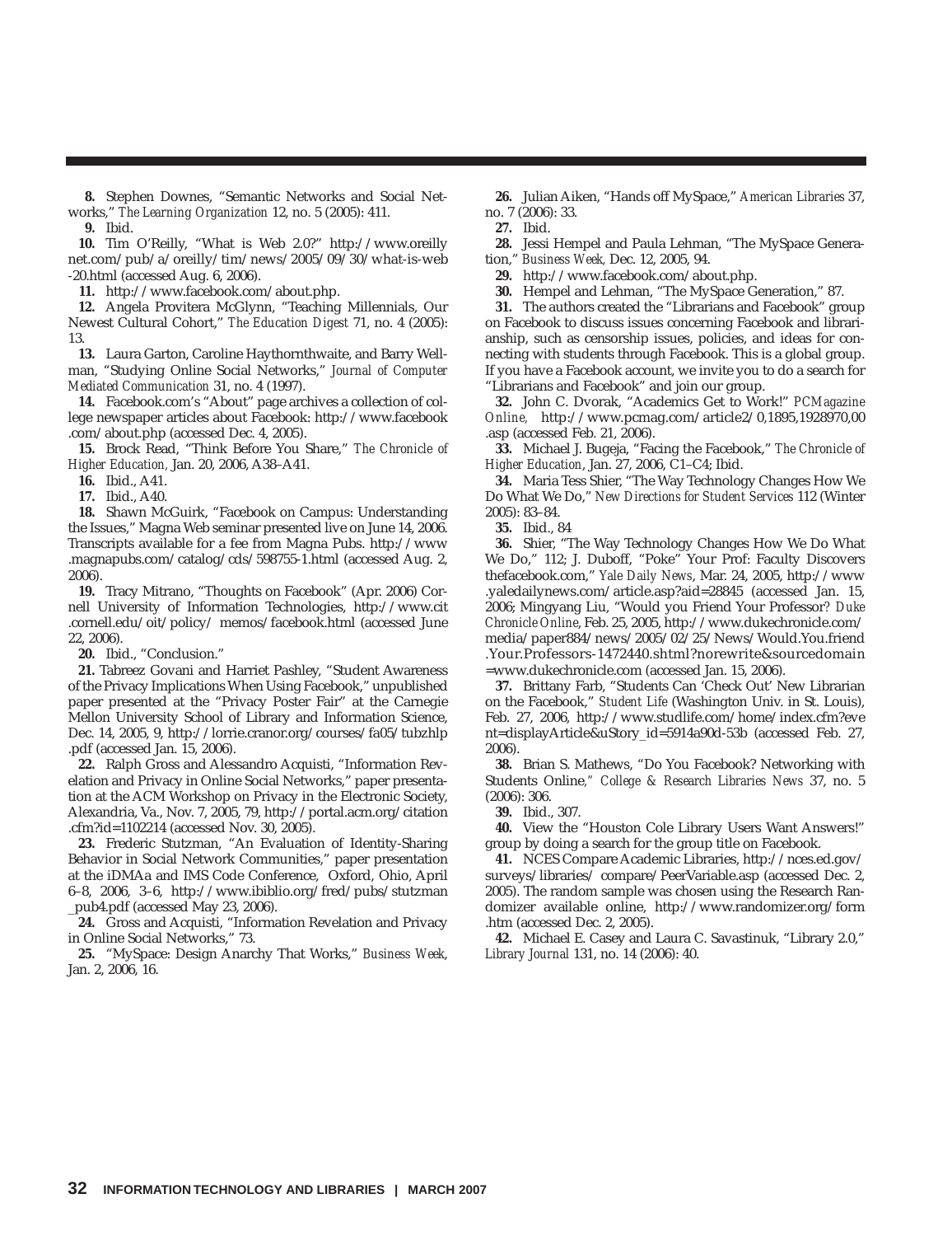**8.** Stephen Downes, "Semantic Networks and Social Networks," *The Learning Organization* 12, no. 5 (2005): 411.

**9.** Ibid.

**10.** Tim O'Reilly, "What is Web 2.0?" http://www.oreillynet.com/pub/a/oreilly/tim/news/2005/09/30/what-is-web-20.html (accessed Aug. 6, 2006).

**11.** http://www.facebook.com/about.php.

**12.** Angela Provitera McGlynn, "Teaching Millennials, Our Newest Cultural Cohort," *The Education Digest* 71, no. 4 (2005): 13.

**13.** Laura Garton, Caroline Haythornthwaite, and Barry Wellman, "Studying Online Social Networks," *Journal of Computer Mediated Communication* 31, no. 4 (1997).

**14.** Facebook.com's "About" page archives a collection of college newspaper articles about Facebook: http://www.facebook.com/about.php (accessed Dec. 4, 2005).

**15.** Brock Read, "Think Before You Share," *The Chronicle of Higher Education,* Jan. 20, 2006, A38–A41.

**16.** Ibid., A41.

**17.** Ibid., A40.

**18.** Shawn McGuirk, "Facebook on Campus: Understanding the Issues," Magna Web seminar presented live on June 14, 2006. Transcripts available for a fee from Magna Pubs. http://www.magnapubs.com/catalog/cds/598755-1.html (accessed Aug. 2, 2006).

**19.** Tracy Mitrano, "Thoughts on Facebook" (Apr. 2006) Cornell University of Information Technologies, http://www.cit.cornell.edu/oit/policy/ memos/facebook.html (accessed June 22, 2006).

**20.** Ibid., "Conclusion."

**21.** Tabreez Govani and Harriet Pashley, "Student Awareness of the Privacy Implications When Using Facebook," unpublished paper presented at the "Privacy Poster Fair" at the Carnegie Mellon University School of Library and Information Science, Dec. 14, 2005, 9, http://lorrie.cranor.org/courses/fa05/tubzhlp.pdf (accessed Jan. 15, 2006).

**22.** Ralph Gross and Alessandro Acquisti, "Information Revelation and Privacy in Online Social Networks," paper presentation at the ACM Workshop on Privacy in the Electronic Society, Alexandria, Va., Nov. 7, 2005, 79, http://portal.acm.org/citation.cfm?id=1102214 (accessed Nov. 30, 2005).

**23.** Frederic Stutzman, "An Evaluation of Identity-Sharing Behavior in Social Network Communities," paper presentation at the iDMAa and IMS Code Conference, Oxford, Ohio, April 6–8, 2006, 3–6, http://www.ibiblio.org/fred/pubs/stutzman_pub4.pdf (accessed May 23, 2006).

**24.** Gross and Acquisti, "Information Revelation and Privacy in Online Social Networks," 73.

**25.** "MySpace: Design Anarchy That Works," *Business Week*, Jan. 2, 2006, 16.

**26.** Julian Aiken, "Hands off MySpace," *American Libraries* 37, no. 7 (2006): 33.

**27.** Ibid.

**28.** Jessi Hempel and Paula Lehman, "The MySpace Generation," *Business Week,* Dec. 12, 2005, 94.

**29.** http://www.facebook.com/about.php.

**30.** Hempel and Lehman, "The MySpace Generation," 87.

**31.** The authors created the "Librarians and Facebook" group on Facebook to discuss issues concerning Facebook and librarianship, such as censorship issues, policies, and ideas for connecting with students through Facebook. This is a global group. If you have a Facebook account, we invite you to do a search for "Librarians and Facebook" and join our group.

**32.** John C. Dvorak, "Academics Get to Work!" *PCMagazine Online,* http://www.pcmag.com/article2/0,1895,1928970,00.asp (accessed Feb. 21, 2006).

**33.** Michael J. Bugeja, "Facing the Facebook," *The Chronicle of Higher Education*, Jan. 27, 2006, C1–C4; Ibid.

**34.** Maria Tess Shier, "The Way Technology Changes How We Do What We Do," *New Directions for Student Services* 112 (Winter 2005): 83–84.

**35.** Ibid., 84

**36.** Shier, "The Way Technology Changes How We Do What We Do," 112; J. Duboff, "Poke" Your Prof: Faculty Discovers thefacebook.com," *Yale Daily News*, Mar. 24, 2005, http://www.yaledailynews.com/article.asp?aid=28845 (accessed Jan. 15, 2006; Mingyang Liu, "Would you Friend Your Professor? *Duke Chronicle Online*, Feb. 25, 2005, http://www.dukechronicle.com/media/paper884/news/2005/02/25/News/Would.You.friend.Your.Professors-1472440.shtml?norewrite&sourcedomain=www.dukechronicle.com (accessed Jan. 15, 2006).

**37.** Brittany Farb, "Students Can 'Check Out' New Librarian on the Facebook," *Student Life* (Washington Univ. in St. Louis), Feb. 27, 2006, http://www.studlife.com/home/index.cfm?event=displayArticle&uStory_id=5914a90d-53b (accessed Feb. 27, 2006).

**38.** Brian S. Mathews, "Do You Facebook? Networking with Students Online," *College & Research Libraries News* 37, no. 5 (2006): 306.

**39.** Ibid., 307.

**40.** View the "Houston Cole Library Users Want Answers!" group by doing a search for the group title on Facebook.

**41.** NCES Compare Academic Libraries, http://nces.ed.gov/surveys/libraries/ compare/PeerVariable.asp (accessed Dec. 2, 2005). The random sample was chosen using the Research Randomizer available online, http://www.randomizer.org/form.htm (accessed Dec. 2, 2005).

**42.** Michael E. Casey and Laura C. Savastinuk, "Library 2.0," *Library Journal* 131, no. 14 (2006): 40.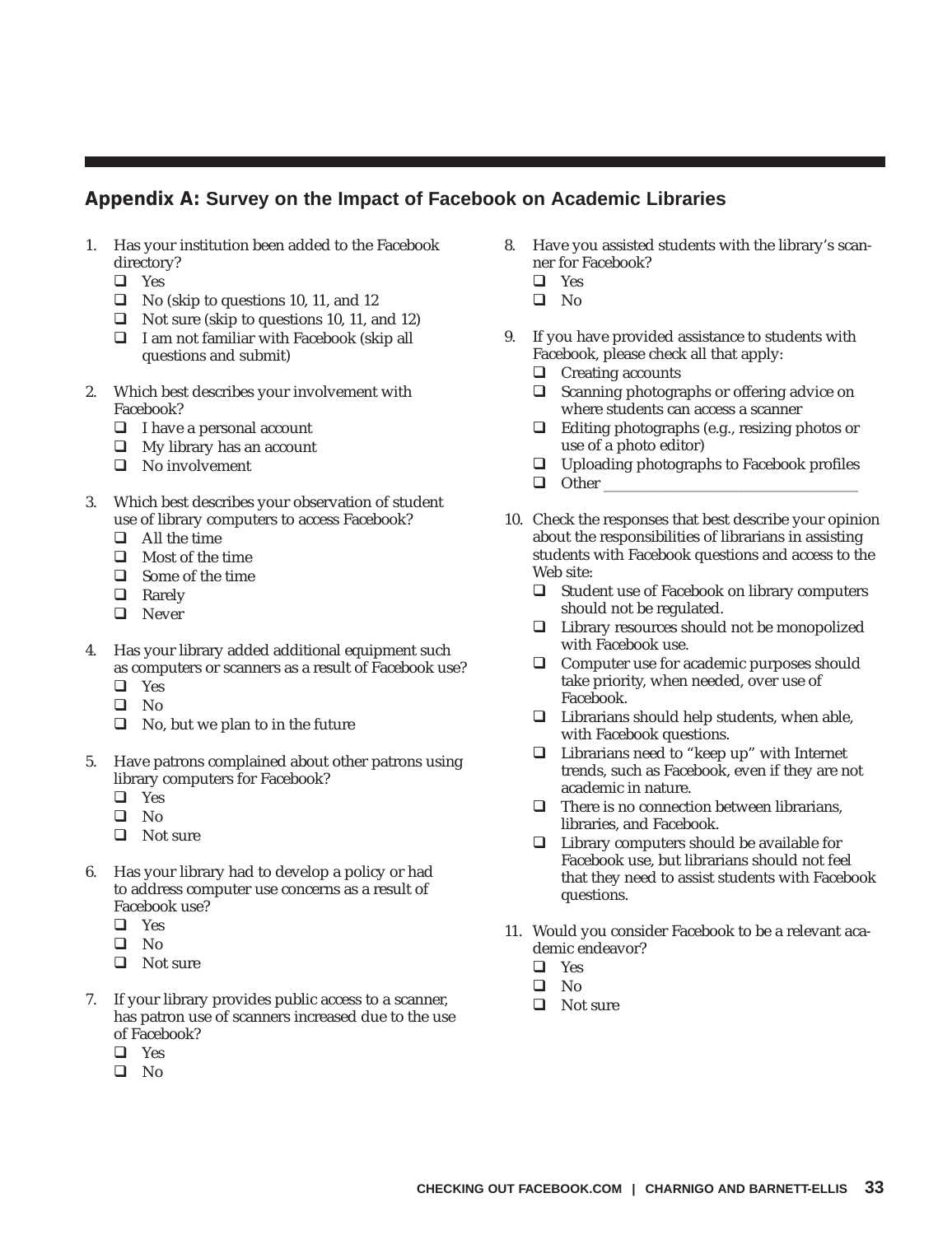## **Appendix A:** Survey on the Impact of Facebook on Academic Libraries

1. Has your institution been added to the Facebook directory?
   - ❑ Yes
   - ❑ No (skip to questions 10, 11, and 12
   - ❑ Not sure (skip to questions 10, 11, and 12)
   - ❑ I am not familiar with Facebook (skip all questions and submit)

2. Which best describes your involvement with Facebook?
   - ❑ I have a personal account
   - ❑ My library has an account
   - ❑ No involvement

3. Which best describes your observation of student use of library computers to access Facebook?
   - ❑ All the time
   - ❑ Most of the time
   - ❑ Some of the time
   - ❑ Rarely
   - ❑ Never

4. Has your library added additional equipment such as computers or scanners as a result of Facebook use?
   - ❑ Yes
   - ❑ No
   - ❑ No, but we plan to in the future

5. Have patrons complained about other patrons using library computers for Facebook?
   - ❑ Yes
   - ❑ No
   - ❑ Not sure

6. Has your library had to develop a policy or had to address computer use concerns as a result of Facebook use?
   - ❑ Yes
   - ❑ No
   - ❑ Not sure

7. If your library provides public access to a scanner, has patron use of scanners increased due to the use of Facebook?
   - ❑ Yes
   - ❑ No

8. Have you assisted students with the library's scanner for Facebook?
   - ❑ Yes
   - ❑ No

9. If you have provided assistance to students with Facebook, please check all that apply:
   - ❑ Creating accounts
   - ❑ Scanning photographs or offering advice on where students can access a scanner
   - ❑ Editing photographs (e.g., resizing photos or use of a photo editor)
   - ❑ Uploading photographs to Facebook profiles
   - ❑ Other ______________________________

10. Check the responses that best describe your opinion about the responsibilities of librarians in assisting students with Facebook questions and access to the Web site:
    - ❑ Student use of Facebook on library computers should not be regulated.
    - ❑ Library resources should not be monopolized with Facebook use.
    - ❑ Computer use for academic purposes should take priority, when needed, over use of Facebook.
    - ❑ Librarians should help students, when able, with Facebook questions.
    - ❑ Librarians need to "keep up" with Internet trends, such as Facebook, even if they are not academic in nature.
    - ❑ There is no connection between librarians, libraries, and Facebook.
    - ❑ Library computers should be available for Facebook use, but librarians should not feel that they need to assist students with Facebook questions.

11. Would you consider Facebook to be a relevant academic endeavor?
    - ❑ Yes
    - ❑ No
    - ❑ Not sure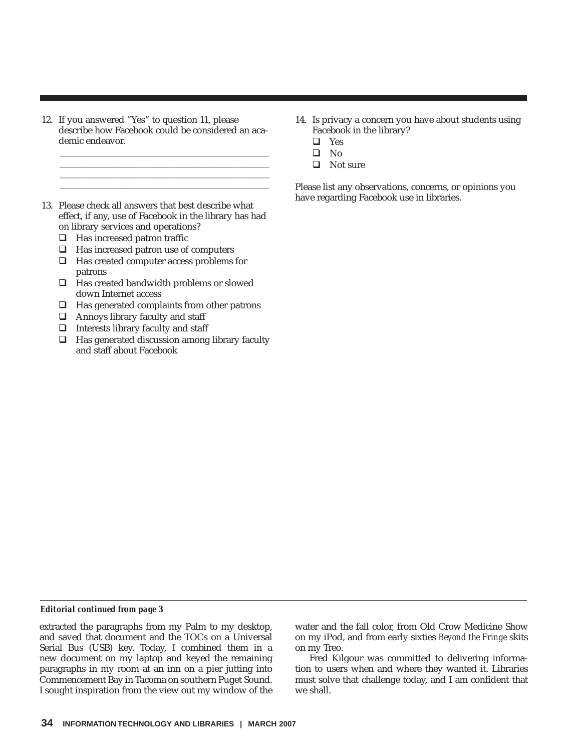12. If you answered "Yes" to question 11, please describe how Facebook could be considered an academic endeavor.

    ______________________________________________
    ______________________________________________
    ______________________________________________
    ______________________________________________

13. Please check all answers that best describe what effect, if any, use of Facebook in the library has had on library services and operations?
    - ❑ Has increased patron traffic
    - ❑ Has increased patron use of computers
    - ❑ Has created computer access problems for patrons
    - ❑ Has created bandwidth problems or slowed down Internet access
    - ❑ Has generated complaints from other patrons
    - ❑ Annoys library faculty and staff
    - ❑ Interests library faculty and staff
    - ❑ Has generated discussion among library faculty and staff about Facebook

14. Is privacy a concern you have about students using Facebook in the library?
    - ❑ Yes
    - ❑ No
    - ❑ Not sure

Please list any observations, concerns, or opinions you have regarding Facebook use in libraries.

---

***Editorial continued from page 3***

extracted the paragraphs from my Palm to my desktop, and saved that document and the TOCs on a Universal Serial Bus (USB) key. Today, I combined them in a new document on my laptop and keyed the remaining paragraphs in my room at an inn on a pier jutting into Commencement Bay in Tacoma on southern Puget Sound. I sought inspiration from the view out my window of the water and the fall color, from Old Crow Medicine Show on my iPod, and from early sixties *Beyond the Fringe* skits on my Treo.

Fred Kilgour was committed to delivering information to users when and where they wanted it. Libraries must solve that challenge today, and I am confident that we shall.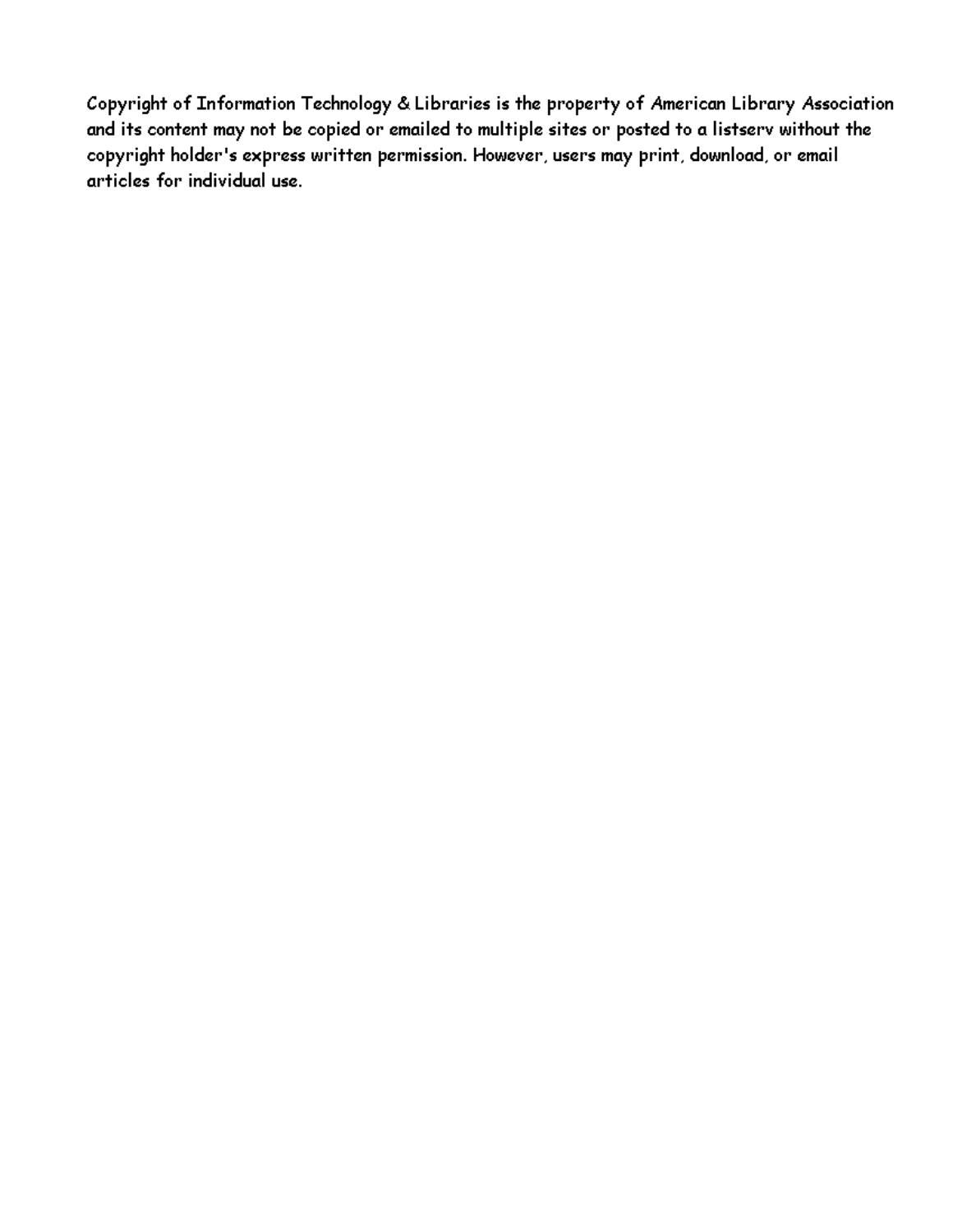Copyright of Information Technology & Libraries is the property of American Library Association and its content may not be copied or emailed to multiple sites or posted to a listserv without the copyright holder's express written permission. However, users may print, download, or email articles for individual use.